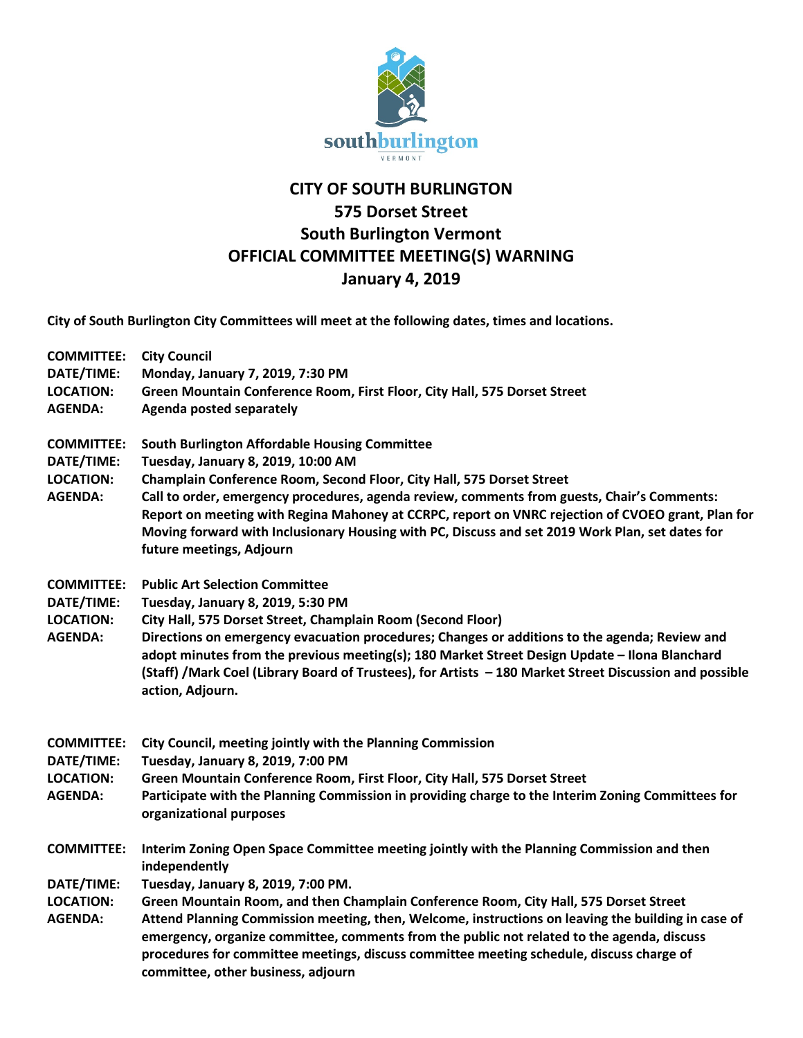southburlington
VERMONT

# CITY OF SOUTH BURLINGTON
## 575 Dorset Street
## South Burlington Vermont
## OFFICIAL COMMITTEE MEETING(S) WARNING
## January 4, 2019

**City of South Burlington City Committees will meet at the following dates, times and locations.**

**COMMITTEE:** **City Council**
**DATE/TIME:** **Monday, January 7, 2019, 7:30 PM**
**LOCATION:** **Green Mountain Conference Room, First Floor, City Hall, 575 Dorset Street**
**AGENDA:** **Agenda posted separately**

**COMMITTEE:** **South Burlington Affordable Housing Committee**
**DATE/TIME:** **Tuesday, January 8, 2019, 10:00 AM**
**LOCATION:** **Champlain Conference Room, Second Floor, City Hall, 575 Dorset Street**
**AGENDA:** **Call to order, emergency procedures, agenda review, comments from guests, Chair's Comments: Report on meeting with Regina Mahoney at CCRPC, report on VNRC rejection of CVOEO grant, Plan for Moving forward with Inclusionary Housing with PC, Discuss and set 2019 Work Plan, set dates for future meetings, Adjourn**

**COMMITTEE:** **Public Art Selection Committee**
**DATE/TIME:** **Tuesday, January 8, 2019, 5:30 PM**
**LOCATION:** **City Hall, 575 Dorset Street, Champlain Room (Second Floor)**
**AGENDA:** **Directions on emergency evacuation procedures; Changes or additions to the agenda; Review and adopt minutes from the previous meeting(s); 180 Market Street Design Update – Ilona Blanchard (Staff) /Mark Coel (Library Board of Trustees), for Artists – 180 Market Street Discussion and possible action, Adjourn.**

**COMMITTEE:** **City Council, meeting jointly with the Planning Commission**
**DATE/TIME:** **Tuesday, January 8, 2019, 7:00 PM**
**LOCATION:** **Green Mountain Conference Room, First Floor, City Hall, 575 Dorset Street**
**AGENDA:** **Participate with the Planning Commission in providing charge to the Interim Zoning Committees for organizational purposes**

**COMMITTEE:** **Interim Zoning Open Space Committee meeting jointly with the Planning Commission and then independently**
**DATE/TIME:** **Tuesday, January 8, 2019, 7:00 PM.**
**LOCATION:** **Green Mountain Room, and then Champlain Conference Room, City Hall, 575 Dorset Street**
**AGENDA:** **Attend Planning Commission meeting, then, Welcome, instructions on leaving the building in case of emergency, organize committee, comments from the public not related to the agenda, discuss procedures for committee meetings, discuss committee meeting schedule, discuss charge of committee, other business, adjourn**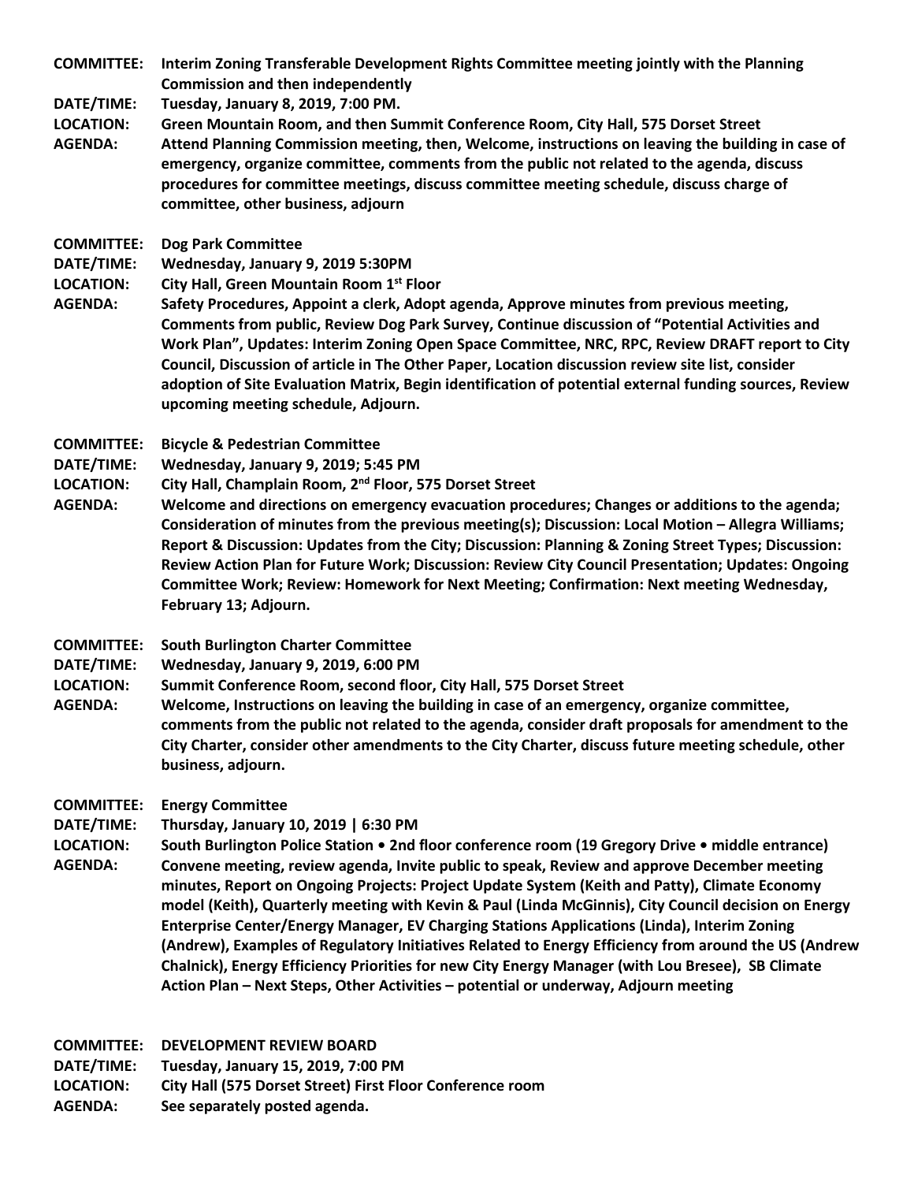**COMMITTEE:** **Interim Zoning Transferable Development Rights Committee meeting jointly with the Planning Commission and then independently**

**DATE/TIME:** **Tuesday, January 8, 2019, 7:00 PM.**

**LOCATION:** **Green Mountain Room, and then Summit Conference Room, City Hall, 575 Dorset Street**

**AGENDA:** **Attend Planning Commission meeting, then, Welcome, instructions on leaving the building in case of emergency, organize committee, comments from the public not related to the agenda, discuss procedures for committee meetings, discuss committee meeting schedule, discuss charge of committee, other business, adjourn**

**COMMITTEE:** **Dog Park Committee**

**DATE/TIME:** **Wednesday, January 9, 2019 5:30PM**

**LOCATION:** **City Hall, Green Mountain Room 1st Floor**

**AGENDA:** **Safety Procedures, Appoint a clerk, Adopt agenda, Approve minutes from previous meeting, Comments from public, Review Dog Park Survey, Continue discussion of "Potential Activities and Work Plan", Updates: Interim Zoning Open Space Committee, NRC, RPC, Review DRAFT report to City Council, Discussion of article in The Other Paper, Location discussion review site list, consider adoption of Site Evaluation Matrix, Begin identification of potential external funding sources, Review upcoming meeting schedule, Adjourn.**

**COMMITTEE:** **Bicycle & Pedestrian Committee**

**DATE/TIME:** **Wednesday, January 9, 2019; 5:45 PM**

**LOCATION:** **City Hall, Champlain Room, 2nd Floor, 575 Dorset Street**

**AGENDA:** **Welcome and directions on emergency evacuation procedures; Changes or additions to the agenda; Consideration of minutes from the previous meeting(s); Discussion: Local Motion – Allegra Williams; Report & Discussion: Updates from the City; Discussion: Planning & Zoning Street Types; Discussion: Review Action Plan for Future Work; Discussion: Review City Council Presentation; Updates: Ongoing Committee Work; Review: Homework for Next Meeting; Confirmation: Next meeting Wednesday, February 13; Adjourn.**

**COMMITTEE:** **South Burlington Charter Committee**

**DATE/TIME:** **Wednesday, January 9, 2019, 6:00 PM**

**LOCATION:** **Summit Conference Room, second floor, City Hall, 575 Dorset Street**

**AGENDA:** **Welcome, Instructions on leaving the building in case of an emergency, organize committee, comments from the public not related to the agenda, consider draft proposals for amendment to the City Charter, consider other amendments to the City Charter, discuss future meeting schedule, other business, adjourn.**

**COMMITTEE:** **Energy Committee**

**DATE/TIME:** **Thursday, January 10, 2019 | 6:30 PM**

**LOCATION:** **South Burlington Police Station • 2nd floor conference room (19 Gregory Drive • middle entrance)**

**AGENDA:** **Convene meeting, review agenda, Invite public to speak, Review and approve December meeting minutes, Report on Ongoing Projects: Project Update System (Keith and Patty), Climate Economy model (Keith), Quarterly meeting with Kevin & Paul (Linda McGinnis), City Council decision on Energy Enterprise Center/Energy Manager, EV Charging Stations Applications (Linda), Interim Zoning (Andrew), Examples of Regulatory Initiatives Related to Energy Efficiency from around the US (Andrew Chalnick), Energy Efficiency Priorities for new City Energy Manager (with Lou Bresee), SB Climate Action Plan – Next Steps, Other Activities – potential or underway, Adjourn meeting**

**COMMITTEE:** **DEVELOPMENT REVIEW BOARD**

**DATE/TIME:** **Tuesday, January 15, 2019, 7:00 PM**

**LOCATION:** **City Hall (575 Dorset Street) First Floor Conference room**

**AGENDA:** **See separately posted agenda.**